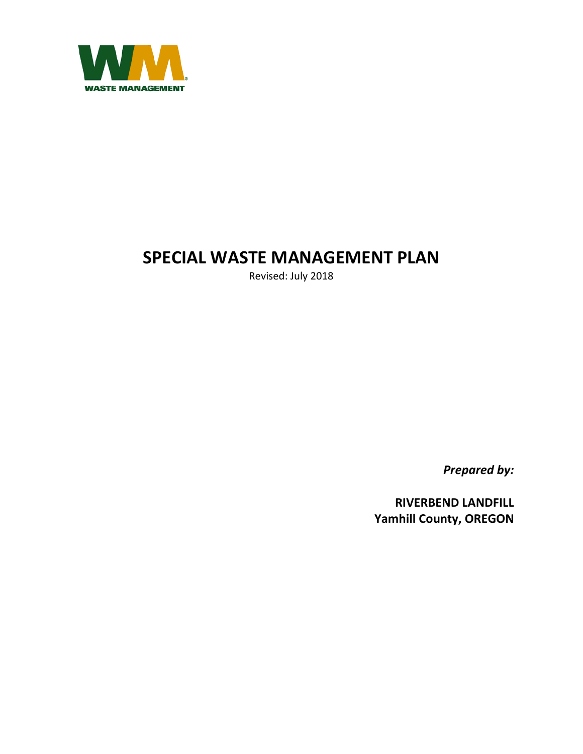WASTE MANAGEMENT

# SPECIAL WASTE MANAGEMENT PLAN

Revised: July 2018

*Prepared by:*

**RIVERBEND LANDFILL**
**Yamhill County, OREGON**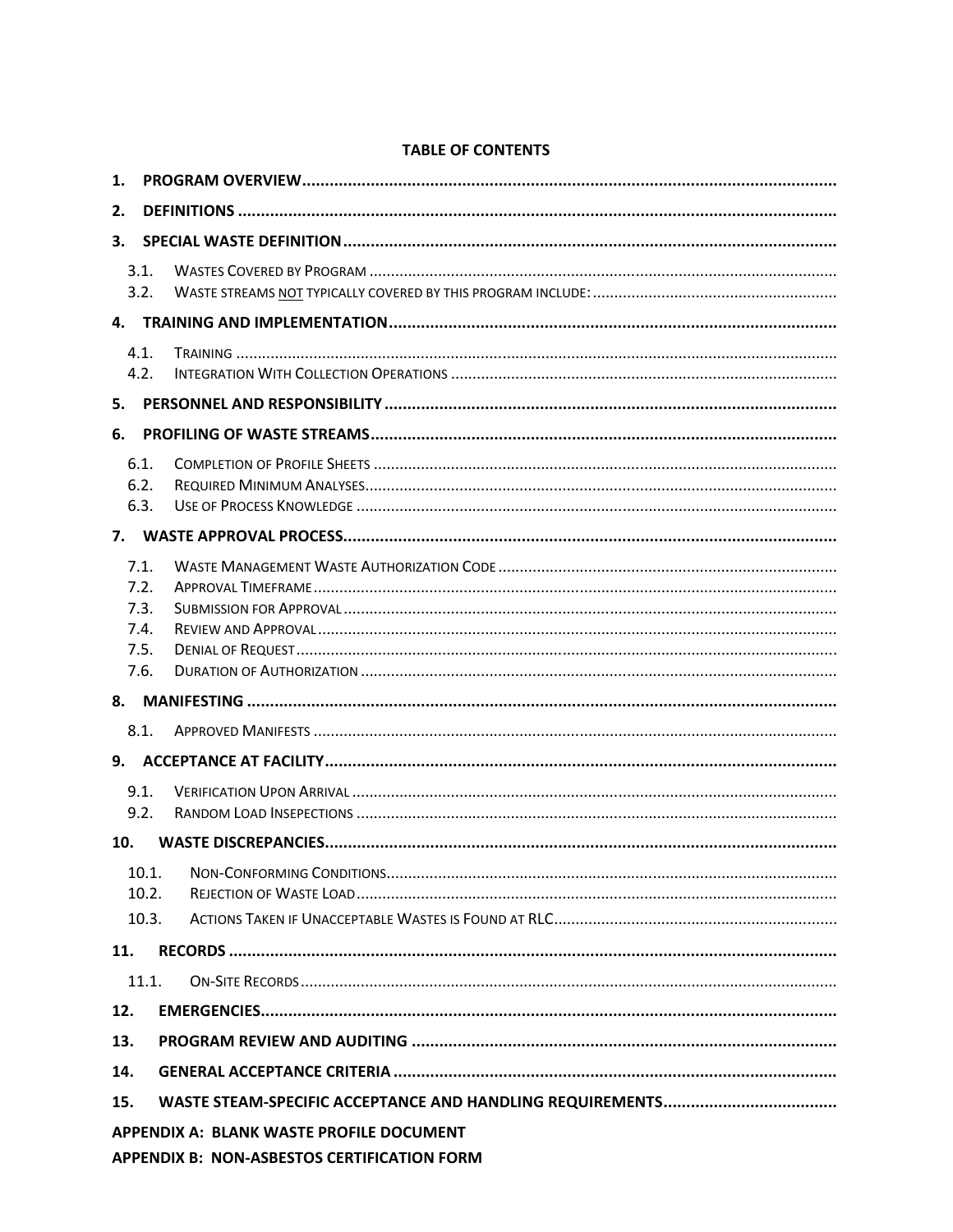## TABLE OF CONTENTS

**1. PROGRAM OVERVIEW**

**2. DEFINITIONS**

**3. SPECIAL WASTE DEFINITION**

- 3.1. Wastes Covered by Program
- 3.2. Waste streams NOT typically covered by this program include:

**4. TRAINING AND IMPLEMENTATION**

- 4.1. Training
- 4.2. Integration With Collection Operations

**5. PERSONNEL AND RESPONSIBILITY**

**6. PROFILING OF WASTE STREAMS**

- 6.1. Completion of Profile Sheets
- 6.2. Required Minimum Analyses
- 6.3. Use of Process Knowledge

**7. WASTE APPROVAL PROCESS**

- 7.1. Waste Management Waste Authorization Code
- 7.2. Approval Timeframe
- 7.3. Submission for Approval
- 7.4. Review and Approval
- 7.5. Denial of Request
- 7.6. Duration of Authorization

**8. MANIFESTING**

- 8.1. Approved Manifests

**9. ACCEPTANCE AT FACILITY**

- 9.1. Verification Upon Arrival
- 9.2. Random Load Insepections

**10. WASTE DISCREPANCIES**

- 10.1. Non-Conforming Conditions
- 10.2. Rejection of Waste Load
- 10.3. Actions Taken if Unacceptable Wastes is Found at RLC

**11. RECORDS**

- 11.1. On-Site Records

**12. EMERGENCIES**

**13. PROGRAM REVIEW AND AUDITING**

**14. GENERAL ACCEPTANCE CRITERIA**

**15. WASTE STEAM-SPECIFIC ACCEPTANCE AND HANDLING REQUIREMENTS**

**APPENDIX A: BLANK WASTE PROFILE DOCUMENT**

**APPENDIX B: NON-ASBESTOS CERTIFICATION FORM**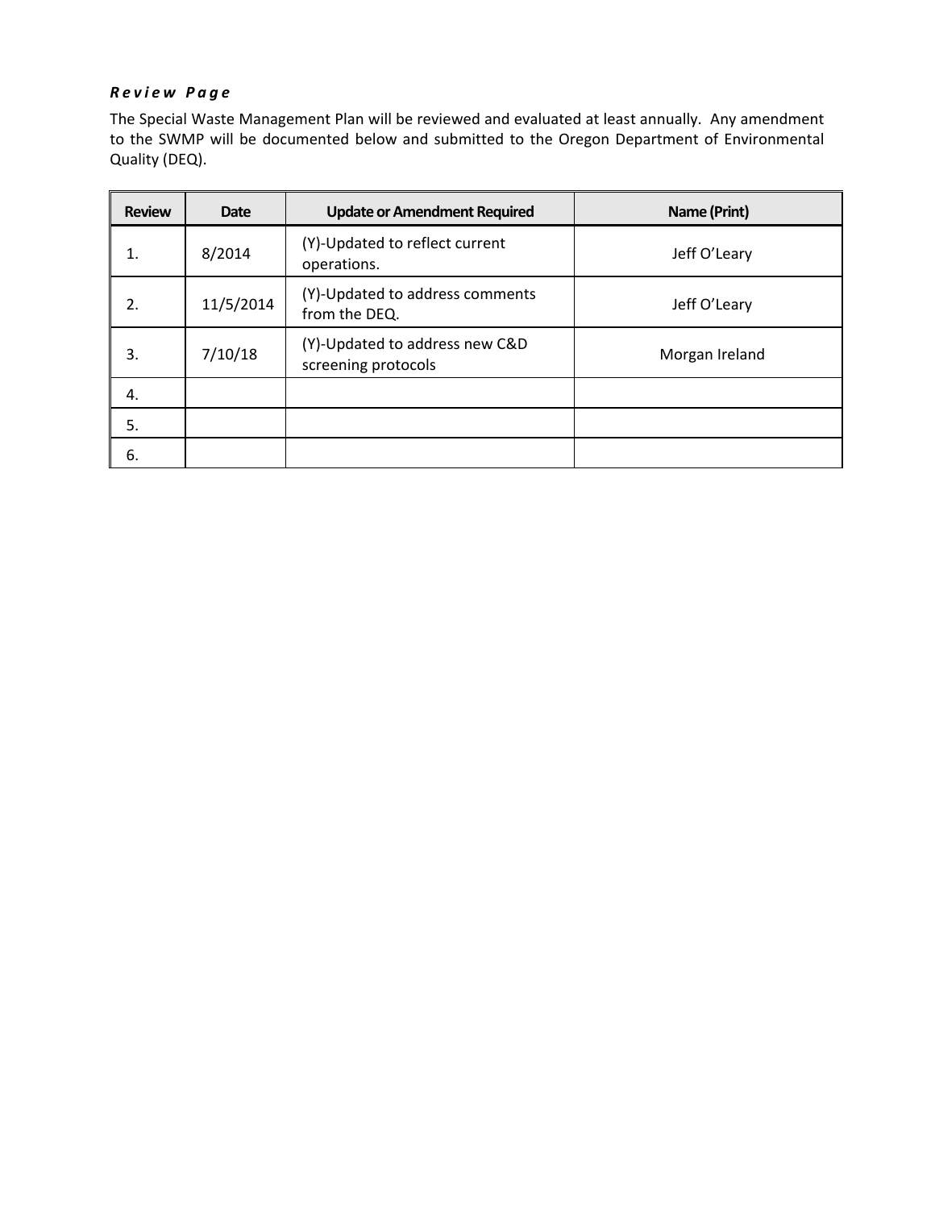***Review Page***

The Special Waste Management Plan will be reviewed and evaluated at least annually. Any amendment to the SWMP will be documented below and submitted to the Oregon Department of Environmental Quality (DEQ).

| Review | Date | Update or Amendment Required | Name (Print) |
|---|---|---|---|
| 1. | 8/2014 | (Y)-Updated to reflect current operations. | Jeff O'Leary |
| 2. | 11/5/2014 | (Y)-Updated to address comments from the DEQ. | Jeff O'Leary |
| 3. | 7/10/18 | (Y)-Updated to address new C&D screening protocols | Morgan Ireland |
| 4. | | | |
| 5. | | | |
| 6. | | | |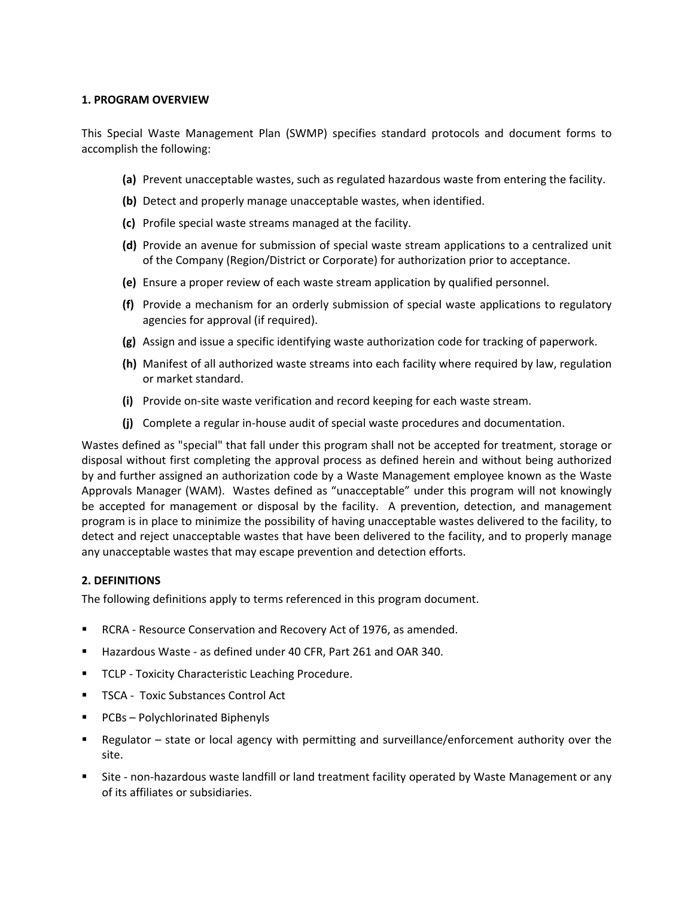## 1. PROGRAM OVERVIEW

This Special Waste Management Plan (SWMP) specifies standard protocols and document forms to accomplish the following:

- **(a)** Prevent unacceptable wastes, such as regulated hazardous waste from entering the facility.
- **(b)** Detect and properly manage unacceptable wastes, when identified.
- **(c)** Profile special waste streams managed at the facility.
- **(d)** Provide an avenue for submission of special waste stream applications to a centralized unit of the Company (Region/District or Corporate) for authorization prior to acceptance.
- **(e)** Ensure a proper review of each waste stream application by qualified personnel.
- **(f)** Provide a mechanism for an orderly submission of special waste applications to regulatory agencies for approval (if required).
- **(g)** Assign and issue a specific identifying waste authorization code for tracking of paperwork.
- **(h)** Manifest of all authorized waste streams into each facility where required by law, regulation or market standard.
- **(i)** Provide on-site waste verification and record keeping for each waste stream.
- **(j)** Complete a regular in-house audit of special waste procedures and documentation.

Wastes defined as "special" that fall under this program shall not be accepted for treatment, storage or disposal without first completing the approval process as defined herein and without being authorized by and further assigned an authorization code by a Waste Management employee known as the Waste Approvals Manager (WAM). Wastes defined as "unacceptable" under this program will not knowingly be accepted for management or disposal by the facility. A prevention, detection, and management program is in place to minimize the possibility of having unacceptable wastes delivered to the facility, to detect and reject unacceptable wastes that have been delivered to the facility, and to properly manage any unacceptable wastes that may escape prevention and detection efforts.

## 2. DEFINITIONS

The following definitions apply to terms referenced in this program document.

- RCRA - Resource Conservation and Recovery Act of 1976, as amended.
- Hazardous Waste - as defined under 40 CFR, Part 261 and OAR 340.
- TCLP - Toxicity Characteristic Leaching Procedure.
- TSCA - Toxic Substances Control Act
- PCBs – Polychlorinated Biphenyls
- Regulator – state or local agency with permitting and surveillance/enforcement authority over the site.
- Site - non-hazardous waste landfill or land treatment facility operated by Waste Management or any of its affiliates or subsidiaries.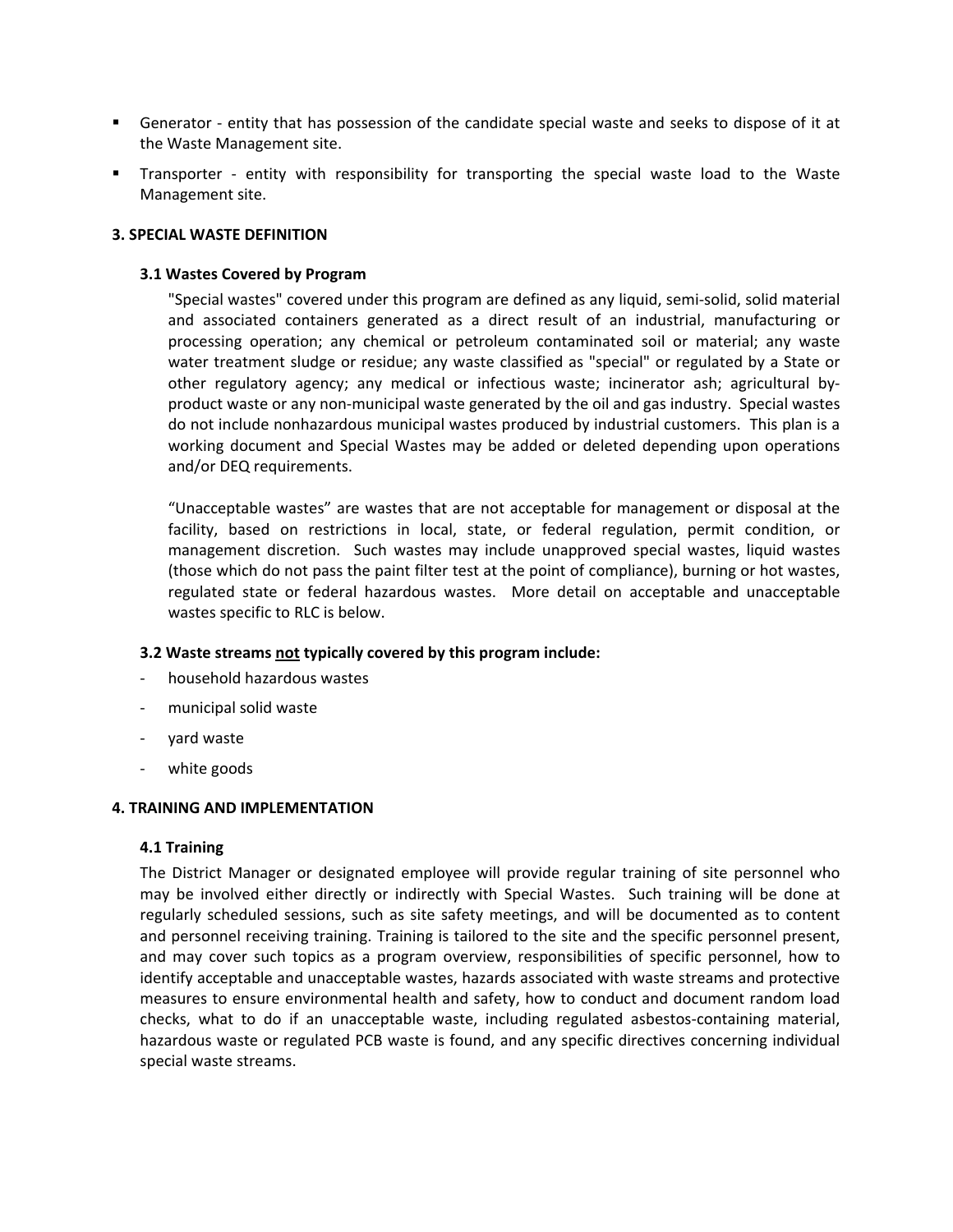- Generator - entity that has possession of the candidate special waste and seeks to dispose of it at the Waste Management site.
- Transporter - entity with responsibility for transporting the special waste load to the Waste Management site.

## 3. SPECIAL WASTE DEFINITION

### 3.1 Wastes Covered by Program

"Special wastes" covered under this program are defined as any liquid, semi-solid, solid material and associated containers generated as a direct result of an industrial, manufacturing or processing operation; any chemical or petroleum contaminated soil or material; any waste water treatment sludge or residue; any waste classified as "special" or regulated by a State or other regulatory agency; any medical or infectious waste; incinerator ash; agricultural by-product waste or any non-municipal waste generated by the oil and gas industry. Special wastes do not include nonhazardous municipal wastes produced by industrial customers. This plan is a working document and Special Wastes may be added or deleted depending upon operations and/or DEQ requirements.

"Unacceptable wastes" are wastes that are not acceptable for management or disposal at the facility, based on restrictions in local, state, or federal regulation, permit condition, or management discretion. Such wastes may include unapproved special wastes, liquid wastes (those which do not pass the paint filter test at the point of compliance), burning or hot wastes, regulated state or federal hazardous wastes. More detail on acceptable and unacceptable wastes specific to RLC is below.

### 3.2 Waste streams <u>not</u> typically covered by this program include:

- household hazardous wastes
- municipal solid waste
- yard waste
- white goods

## 4. TRAINING AND IMPLEMENTATION

### 4.1 Training

The District Manager or designated employee will provide regular training of site personnel who may be involved either directly or indirectly with Special Wastes. Such training will be done at regularly scheduled sessions, such as site safety meetings, and will be documented as to content and personnel receiving training. Training is tailored to the site and the specific personnel present, and may cover such topics as a program overview, responsibilities of specific personnel, how to identify acceptable and unacceptable wastes, hazards associated with waste streams and protective measures to ensure environmental health and safety, how to conduct and document random load checks, what to do if an unacceptable waste, including regulated asbestos-containing material, hazardous waste or regulated PCB waste is found, and any specific directives concerning individual special waste streams.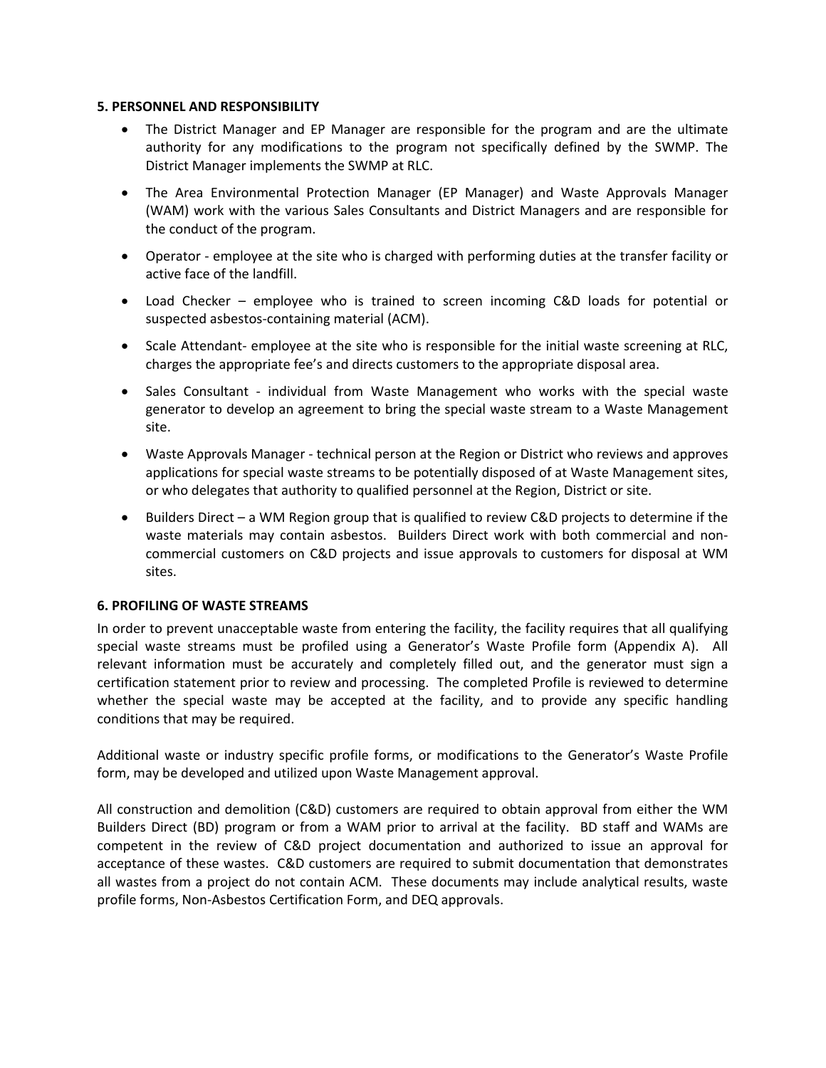## 5. PERSONNEL AND RESPONSIBILITY

- The District Manager and EP Manager are responsible for the program and are the ultimate authority for any modifications to the program not specifically defined by the SWMP. The District Manager implements the SWMP at RLC.
- The Area Environmental Protection Manager (EP Manager) and Waste Approvals Manager (WAM) work with the various Sales Consultants and District Managers and are responsible for the conduct of the program.
- Operator - employee at the site who is charged with performing duties at the transfer facility or active face of the landfill.
- Load Checker – employee who is trained to screen incoming C&D loads for potential or suspected asbestos-containing material (ACM).
- Scale Attendant- employee at the site who is responsible for the initial waste screening at RLC, charges the appropriate fee's and directs customers to the appropriate disposal area.
- Sales Consultant - individual from Waste Management who works with the special waste generator to develop an agreement to bring the special waste stream to a Waste Management site.
- Waste Approvals Manager - technical person at the Region or District who reviews and approves applications for special waste streams to be potentially disposed of at Waste Management sites, or who delegates that authority to qualified personnel at the Region, District or site.
- Builders Direct – a WM Region group that is qualified to review C&D projects to determine if the waste materials may contain asbestos. Builders Direct work with both commercial and non-commercial customers on C&D projects and issue approvals to customers for disposal at WM sites.

## 6. PROFILING OF WASTE STREAMS

In order to prevent unacceptable waste from entering the facility, the facility requires that all qualifying special waste streams must be profiled using a Generator's Waste Profile form (Appendix A). All relevant information must be accurately and completely filled out, and the generator must sign a certification statement prior to review and processing. The completed Profile is reviewed to determine whether the special waste may be accepted at the facility, and to provide any specific handling conditions that may be required.

Additional waste or industry specific profile forms, or modifications to the Generator's Waste Profile form, may be developed and utilized upon Waste Management approval.

All construction and demolition (C&D) customers are required to obtain approval from either the WM Builders Direct (BD) program or from a WAM prior to arrival at the facility. BD staff and WAMs are competent in the review of C&D project documentation and authorized to issue an approval for acceptance of these wastes. C&D customers are required to submit documentation that demonstrates all wastes from a project do not contain ACM. These documents may include analytical results, waste profile forms, Non-Asbestos Certification Form, and DEQ approvals.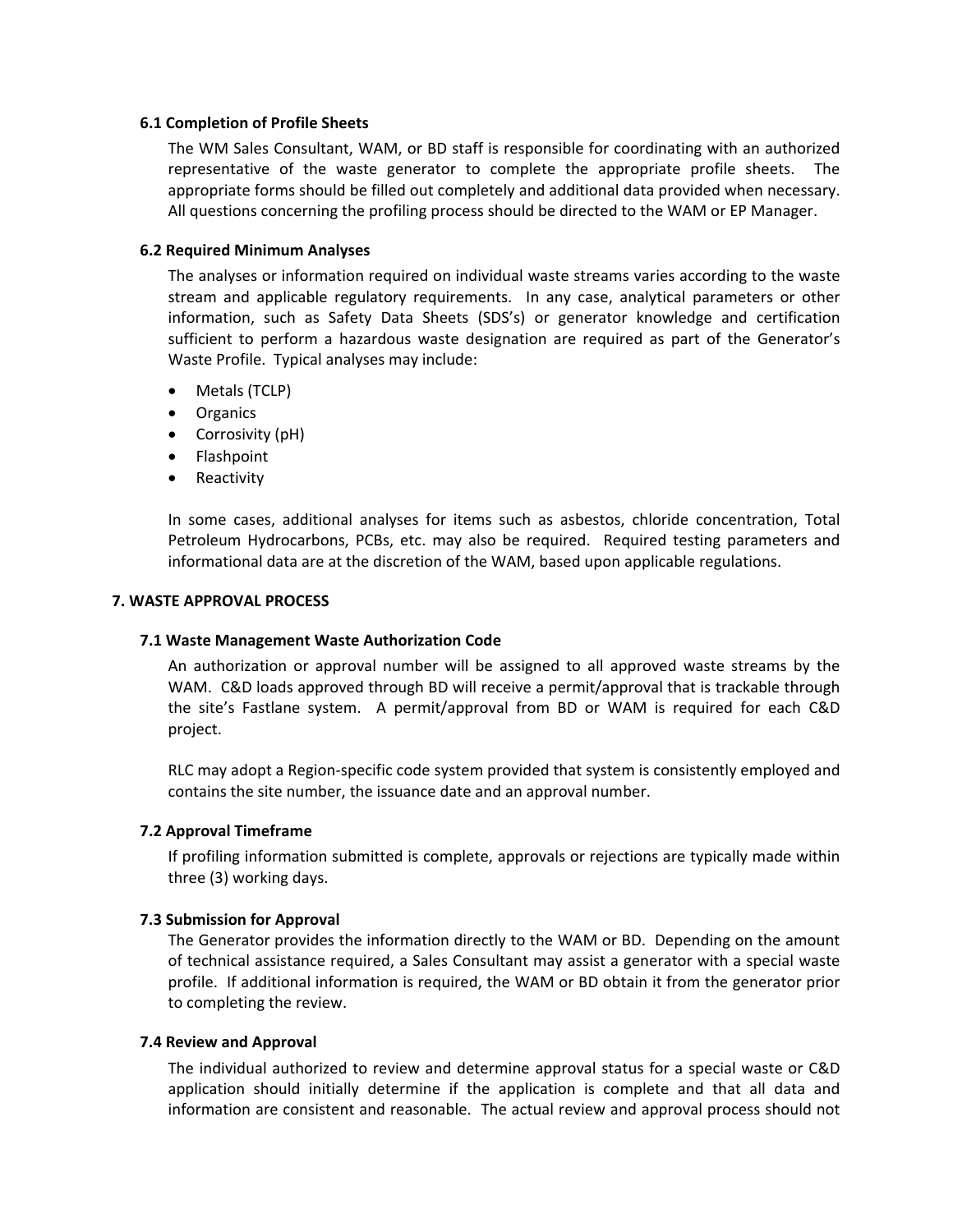### 6.1 Completion of Profile Sheets

The WM Sales Consultant, WAM, or BD staff is responsible for coordinating with an authorized representative of the waste generator to complete the appropriate profile sheets. The appropriate forms should be filled out completely and additional data provided when necessary. All questions concerning the profiling process should be directed to the WAM or EP Manager.

### 6.2 Required Minimum Analyses

The analyses or information required on individual waste streams varies according to the waste stream and applicable regulatory requirements. In any case, analytical parameters or other information, such as Safety Data Sheets (SDS's) or generator knowledge and certification sufficient to perform a hazardous waste designation are required as part of the Generator's Waste Profile. Typical analyses may include:

- Metals (TCLP)
- Organics
- Corrosivity (pH)
- Flashpoint
- Reactivity

In some cases, additional analyses for items such as asbestos, chloride concentration, Total Petroleum Hydrocarbons, PCBs, etc. may also be required. Required testing parameters and informational data are at the discretion of the WAM, based upon applicable regulations.

## 7. WASTE APPROVAL PROCESS

### 7.1 Waste Management Waste Authorization Code

An authorization or approval number will be assigned to all approved waste streams by the WAM. C&D loads approved through BD will receive a permit/approval that is trackable through the site's Fastlane system. A permit/approval from BD or WAM is required for each C&D project.

RLC may adopt a Region-specific code system provided that system is consistently employed and contains the site number, the issuance date and an approval number.

### 7.2 Approval Timeframe

If profiling information submitted is complete, approvals or rejections are typically made within three (3) working days.

### 7.3 Submission for Approval

The Generator provides the information directly to the WAM or BD. Depending on the amount of technical assistance required, a Sales Consultant may assist a generator with a special waste profile. If additional information is required, the WAM or BD obtain it from the generator prior to completing the review.

### 7.4 Review and Approval

The individual authorized to review and determine approval status for a special waste or C&D application should initially determine if the application is complete and that all data and information are consistent and reasonable. The actual review and approval process should not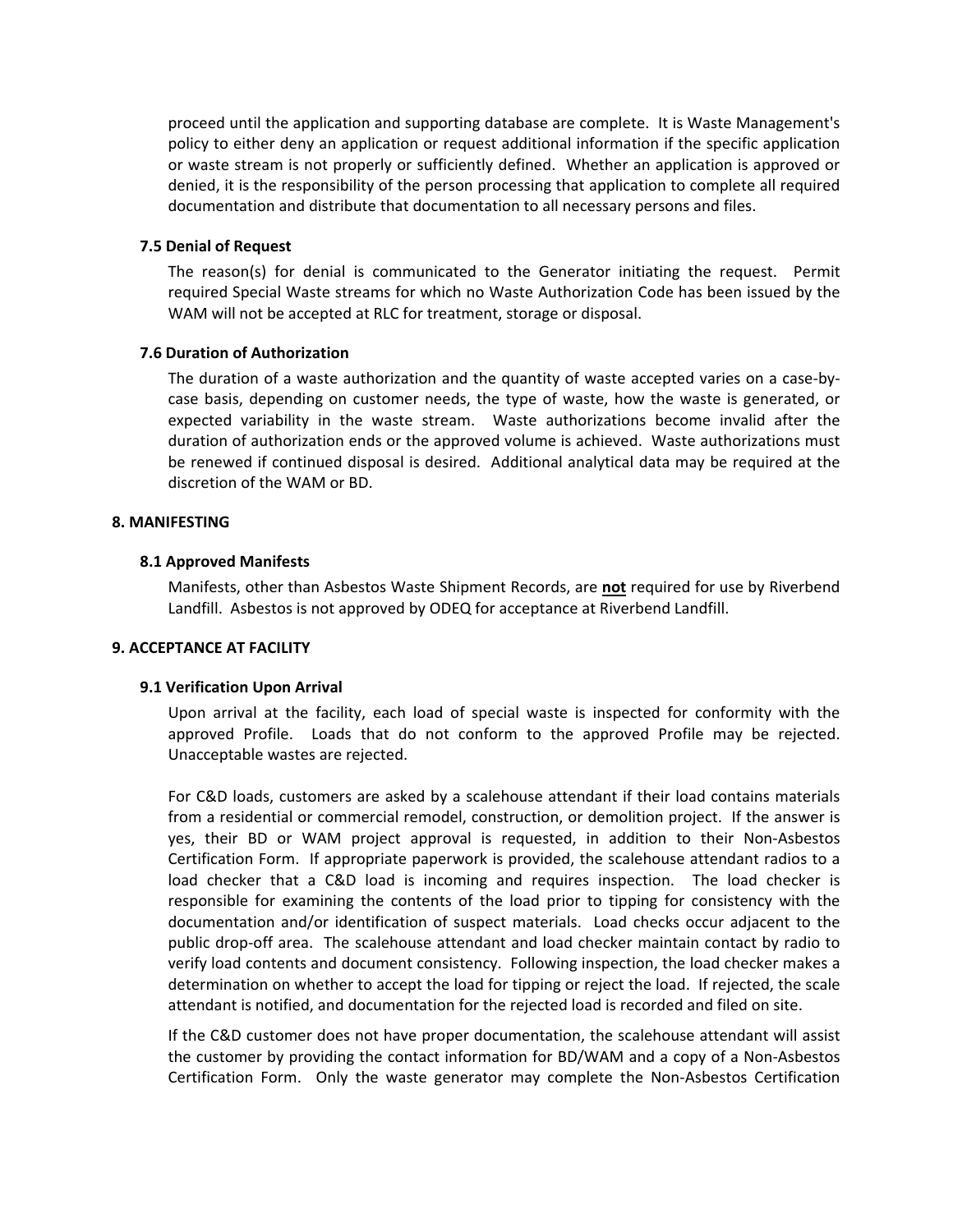proceed until the application and supporting database are complete. It is Waste Management's policy to either deny an application or request additional information if the specific application or waste stream is not properly or sufficiently defined. Whether an application is approved or denied, it is the responsibility of the person processing that application to complete all required documentation and distribute that documentation to all necessary persons and files.

### 7.5 Denial of Request

The reason(s) for denial is communicated to the Generator initiating the request. Permit required Special Waste streams for which no Waste Authorization Code has been issued by the WAM will not be accepted at RLC for treatment, storage or disposal.

### 7.6 Duration of Authorization

The duration of a waste authorization and the quantity of waste accepted varies on a case-by-case basis, depending on customer needs, the type of waste, how the waste is generated, or expected variability in the waste stream. Waste authorizations become invalid after the duration of authorization ends or the approved volume is achieved. Waste authorizations must be renewed if continued disposal is desired. Additional analytical data may be required at the discretion of the WAM or BD.

## 8. MANIFESTING

### 8.1 Approved Manifests

Manifests, other than Asbestos Waste Shipment Records, are **not** required for use by Riverbend Landfill. Asbestos is not approved by ODEQ for acceptance at Riverbend Landfill.

## 9. ACCEPTANCE AT FACILITY

### 9.1 Verification Upon Arrival

Upon arrival at the facility, each load of special waste is inspected for conformity with the approved Profile. Loads that do not conform to the approved Profile may be rejected. Unacceptable wastes are rejected.

For C&D loads, customers are asked by a scalehouse attendant if their load contains materials from a residential or commercial remodel, construction, or demolition project. If the answer is yes, their BD or WAM project approval is requested, in addition to their Non-Asbestos Certification Form. If appropriate paperwork is provided, the scalehouse attendant radios to a load checker that a C&D load is incoming and requires inspection. The load checker is responsible for examining the contents of the load prior to tipping for consistency with the documentation and/or identification of suspect materials. Load checks occur adjacent to the public drop-off area. The scalehouse attendant and load checker maintain contact by radio to verify load contents and document consistency. Following inspection, the load checker makes a determination on whether to accept the load for tipping or reject the load. If rejected, the scale attendant is notified, and documentation for the rejected load is recorded and filed on site.

If the C&D customer does not have proper documentation, the scalehouse attendant will assist the customer by providing the contact information for BD/WAM and a copy of a Non-Asbestos Certification Form. Only the waste generator may complete the Non-Asbestos Certification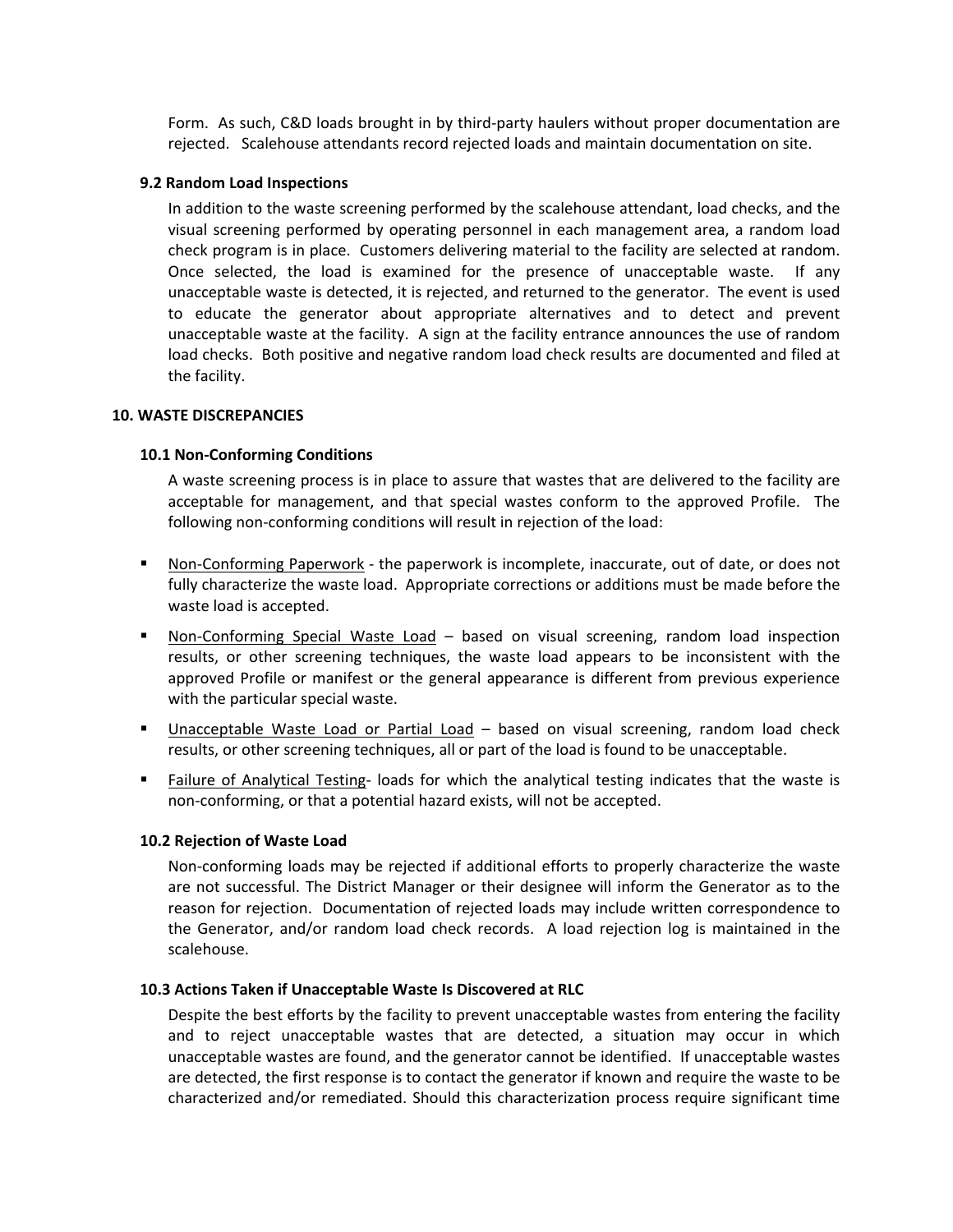Form. As such, C&D loads brought in by third-party haulers without proper documentation are rejected. Scalehouse attendants record rejected loads and maintain documentation on site.

### 9.2 Random Load Inspections

In addition to the waste screening performed by the scalehouse attendant, load checks, and the visual screening performed by operating personnel in each management area, a random load check program is in place. Customers delivering material to the facility are selected at random. Once selected, the load is examined for the presence of unacceptable waste. If any unacceptable waste is detected, it is rejected, and returned to the generator. The event is used to educate the generator about appropriate alternatives and to detect and prevent unacceptable waste at the facility. A sign at the facility entrance announces the use of random load checks. Both positive and negative random load check results are documented and filed at the facility.

## 10. WASTE DISCREPANCIES

### 10.1 Non-Conforming Conditions

A waste screening process is in place to assure that wastes that are delivered to the facility are acceptable for management, and that special wastes conform to the approved Profile. The following non-conforming conditions will result in rejection of the load:

- <u>Non-Conforming Paperwork</u> - the paperwork is incomplete, inaccurate, out of date, or does not fully characterize the waste load. Appropriate corrections or additions must be made before the waste load is accepted.
- <u>Non-Conforming Special Waste Load</u> – based on visual screening, random load inspection results, or other screening techniques, the waste load appears to be inconsistent with the approved Profile or manifest or the general appearance is different from previous experience with the particular special waste.
- <u>Unacceptable Waste Load or Partial Load</u> – based on visual screening, random load check results, or other screening techniques, all or part of the load is found to be unacceptable.
- <u>Failure of Analytical Testing</u>- loads for which the analytical testing indicates that the waste is non-conforming, or that a potential hazard exists, will not be accepted.

### 10.2 Rejection of Waste Load

Non-conforming loads may be rejected if additional efforts to properly characterize the waste are not successful. The District Manager or their designee will inform the Generator as to the reason for rejection. Documentation of rejected loads may include written correspondence to the Generator, and/or random load check records. A load rejection log is maintained in the scalehouse.

### 10.3 Actions Taken if Unacceptable Waste Is Discovered at RLC

Despite the best efforts by the facility to prevent unacceptable wastes from entering the facility and to reject unacceptable wastes that are detected, a situation may occur in which unacceptable wastes are found, and the generator cannot be identified. If unacceptable wastes are detected, the first response is to contact the generator if known and require the waste to be characterized and/or remediated. Should this characterization process require significant time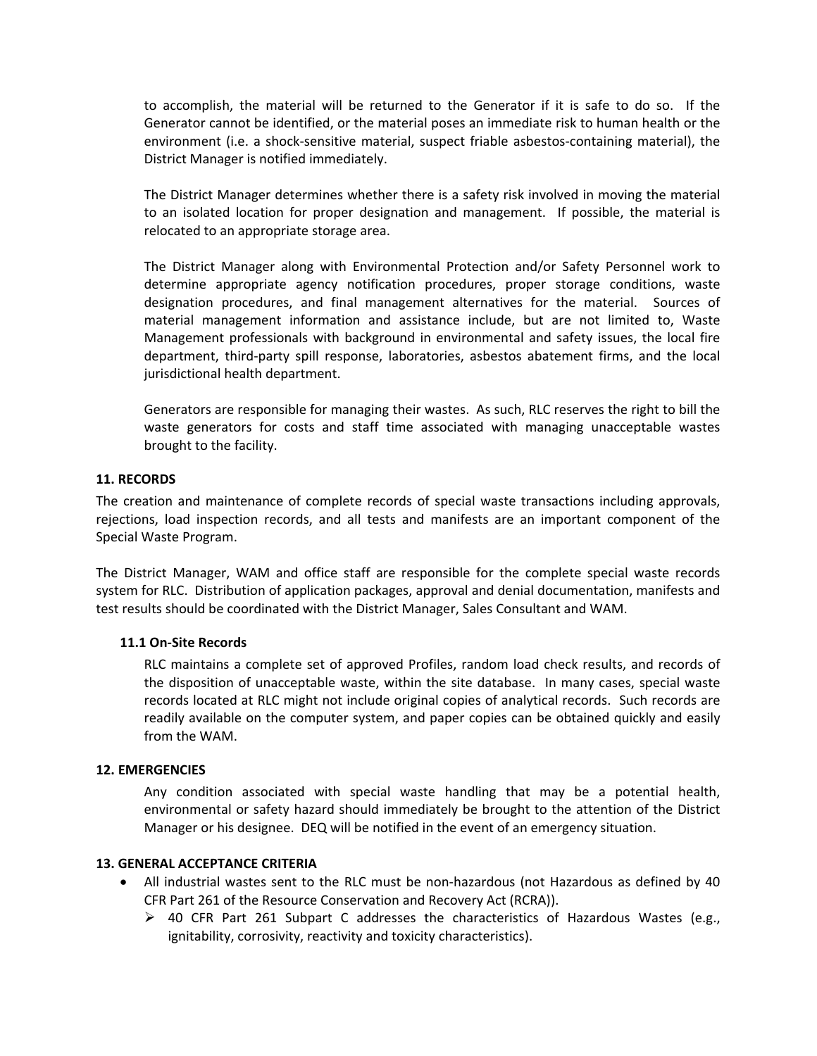to accomplish, the material will be returned to the Generator if it is safe to do so. If the Generator cannot be identified, or the material poses an immediate risk to human health or the environment (i.e. a shock-sensitive material, suspect friable asbestos-containing material), the District Manager is notified immediately.

The District Manager determines whether there is a safety risk involved in moving the material to an isolated location for proper designation and management. If possible, the material is relocated to an appropriate storage area.

The District Manager along with Environmental Protection and/or Safety Personnel work to determine appropriate agency notification procedures, proper storage conditions, waste designation procedures, and final management alternatives for the material. Sources of material management information and assistance include, but are not limited to, Waste Management professionals with background in environmental and safety issues, the local fire department, third-party spill response, laboratories, asbestos abatement firms, and the local jurisdictional health department.

Generators are responsible for managing their wastes. As such, RLC reserves the right to bill the waste generators for costs and staff time associated with managing unacceptable wastes brought to the facility.

## 11. RECORDS

The creation and maintenance of complete records of special waste transactions including approvals, rejections, load inspection records, and all tests and manifests are an important component of the Special Waste Program.

The District Manager, WAM and office staff are responsible for the complete special waste records system for RLC. Distribution of application packages, approval and denial documentation, manifests and test results should be coordinated with the District Manager, Sales Consultant and WAM.

### 11.1 On-Site Records

RLC maintains a complete set of approved Profiles, random load check results, and records of the disposition of unacceptable waste, within the site database. In many cases, special waste records located at RLC might not include original copies of analytical records. Such records are readily available on the computer system, and paper copies can be obtained quickly and easily from the WAM.

## 12. EMERGENCIES

Any condition associated with special waste handling that may be a potential health, environmental or safety hazard should immediately be brought to the attention of the District Manager or his designee. DEQ will be notified in the event of an emergency situation.

## 13. GENERAL ACCEPTANCE CRITERIA

- All industrial wastes sent to the RLC must be non-hazardous (not Hazardous as defined by 40 CFR Part 261 of the Resource Conservation and Recovery Act (RCRA)).
  - 40 CFR Part 261 Subpart C addresses the characteristics of Hazardous Wastes (e.g., ignitability, corrosivity, reactivity and toxicity characteristics).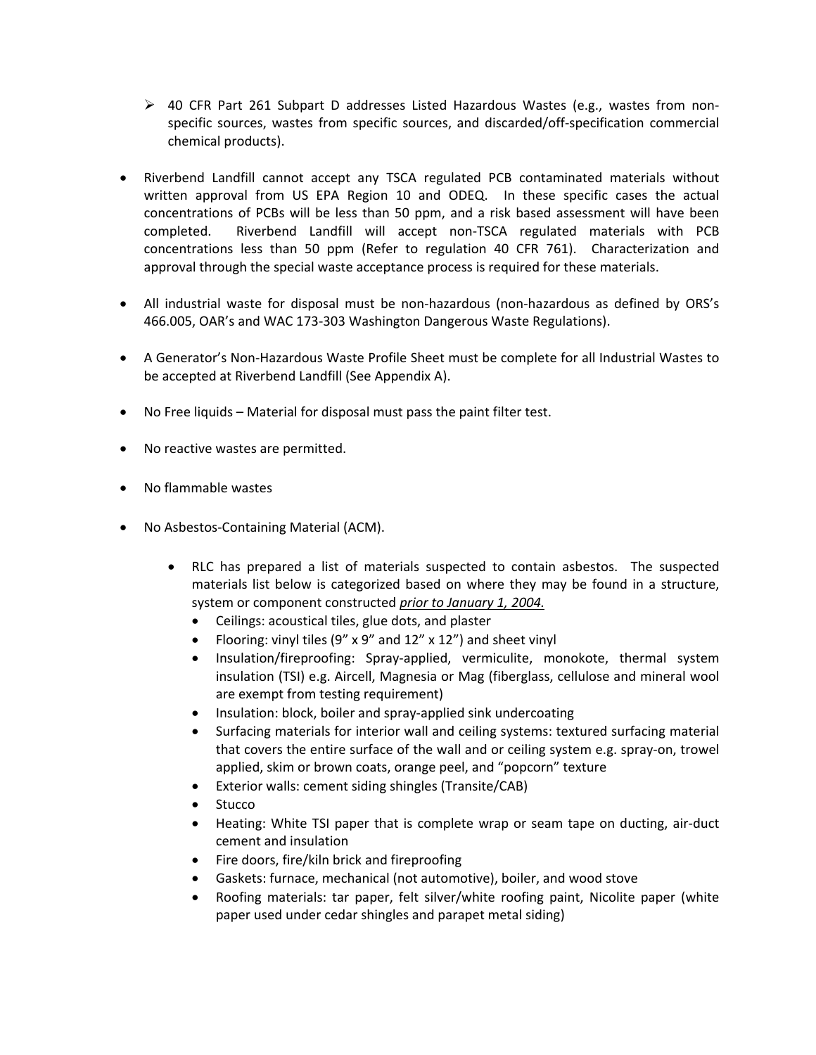- 40 CFR Part 261 Subpart D addresses Listed Hazardous Wastes (e.g., wastes from non-specific sources, wastes from specific sources, and discarded/off-specification commercial chemical products).

- Riverbend Landfill cannot accept any TSCA regulated PCB contaminated materials without written approval from US EPA Region 10 and ODEQ. In these specific cases the actual concentrations of PCBs will be less than 50 ppm, and a risk based assessment will have been completed. Riverbend Landfill will accept non-TSCA regulated materials with PCB concentrations less than 50 ppm (Refer to regulation 40 CFR 761). Characterization and approval through the special waste acceptance process is required for these materials.

- All industrial waste for disposal must be non-hazardous (non-hazardous as defined by ORS's 466.005, OAR's and WAC 173-303 Washington Dangerous Waste Regulations).

- A Generator's Non-Hazardous Waste Profile Sheet must be complete for all Industrial Wastes to be accepted at Riverbend Landfill (See Appendix A).

- No Free liquids – Material for disposal must pass the paint filter test.

- No reactive wastes are permitted.

- No flammable wastes

- No Asbestos-Containing Material (ACM).

  - RLC has prepared a list of materials suspected to contain asbestos. The suspected materials list below is categorized based on where they may be found in a structure, system or component constructed *prior to January 1, 2004.*
    - Ceilings: acoustical tiles, glue dots, and plaster
    - Flooring: vinyl tiles (9" x 9" and 12" x 12") and sheet vinyl
    - Insulation/fireproofing: Spray-applied, vermiculite, monokote, thermal system insulation (TSI) e.g. Aircell, Magnesia or Mag (fiberglass, cellulose and mineral wool are exempt from testing requirement)
    - Insulation: block, boiler and spray-applied sink undercoating
    - Surfacing materials for interior wall and ceiling systems: textured surfacing material that covers the entire surface of the wall and or ceiling system e.g. spray-on, trowel applied, skim or brown coats, orange peel, and "popcorn" texture
    - Exterior walls: cement siding shingles (Transite/CAB)
    - Stucco
    - Heating: White TSI paper that is complete wrap or seam tape on ducting, air-duct cement and insulation
    - Fire doors, fire/kiln brick and fireproofing
    - Gaskets: furnace, mechanical (not automotive), boiler, and wood stove
    - Roofing materials: tar paper, felt silver/white roofing paint, Nicolite paper (white paper used under cedar shingles and parapet metal siding)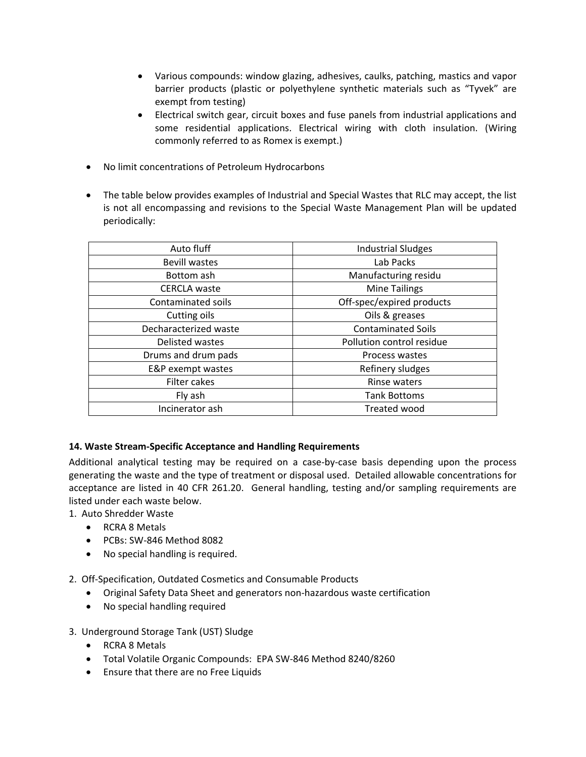- Various compounds: window glazing, adhesives, caulks, patching, mastics and vapor barrier products (plastic or polyethylene synthetic materials such as "Tyvek" are exempt from testing)
  - Electrical switch gear, circuit boxes and fuse panels from industrial applications and some residential applications. Electrical wiring with cloth insulation. (Wiring commonly referred to as Romex is exempt.)

- No limit concentrations of Petroleum Hydrocarbons

- The table below provides examples of Industrial and Special Wastes that RLC may accept, the list is not all encompassing and revisions to the Special Waste Management Plan will be updated periodically:

| | |
|---|---|
| Auto fluff | Industrial Sludges |
| Bevill wastes | Lab Packs |
| Bottom ash | Manufacturing residu |
| CERCLA waste | Mine Tailings |
| Contaminated soils | Off-spec/expired products |
| Cutting oils | Oils & greases |
| Decharacterized waste | Contaminated Soils |
| Delisted wastes | Pollution control residue |
| Drums and drum pads | Process wastes |
| E&P exempt wastes | Refinery sludges |
| Filter cakes | Rinse waters |
| Fly ash | Tank Bottoms |
| Incinerator ash | Treated wood |

**14. Waste Stream-Specific Acceptance and Handling Requirements**

Additional analytical testing may be required on a case-by-case basis depending upon the process generating the waste and the type of treatment or disposal used. Detailed allowable concentrations for acceptance are listed in 40 CFR 261.20. General handling, testing and/or sampling requirements are listed under each waste below.

1. Auto Shredder Waste
   - RCRA 8 Metals
   - PCBs: SW-846 Method 8082
   - No special handling is required.

2. Off-Specification, Outdated Cosmetics and Consumable Products
   - Original Safety Data Sheet and generators non-hazardous waste certification
   - No special handling required

3. Underground Storage Tank (UST) Sludge
   - RCRA 8 Metals
   - Total Volatile Organic Compounds: EPA SW-846 Method 8240/8260
   - Ensure that there are no Free Liquids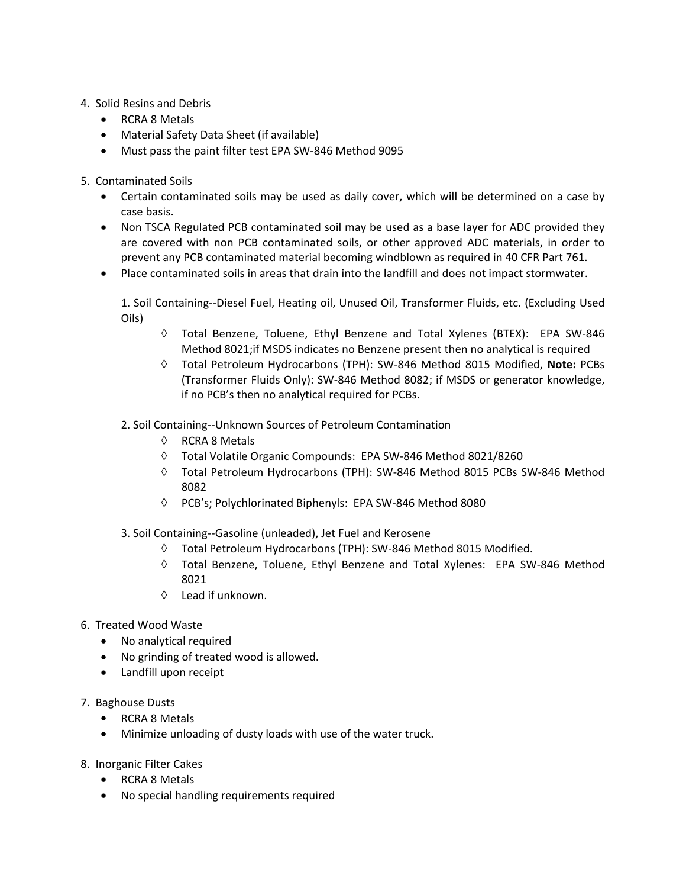4. Solid Resins and Debris
   - RCRA 8 Metals
   - Material Safety Data Sheet (if available)
   - Must pass the paint filter test EPA SW-846 Method 9095

5. Contaminated Soils
   - Certain contaminated soils may be used as daily cover, which will be determined on a case by case basis.
   - Non TSCA Regulated PCB contaminated soil may be used as a base layer for ADC provided they are covered with non PCB contaminated soils, or other approved ADC materials, in order to prevent any PCB contaminated material becoming windblown as required in 40 CFR Part 761.
   - Place contaminated soils in areas that drain into the landfill and does not impact stormwater.

   1. Soil Containing--Diesel Fuel, Heating oil, Unused Oil, Transformer Fluids, etc. (Excluding Used Oils)
      - ◊ Total Benzene, Toluene, Ethyl Benzene and Total Xylenes (BTEX): EPA SW-846 Method 8021;if MSDS indicates no Benzene present then no analytical is required
      - ◊ Total Petroleum Hydrocarbons (TPH): SW-846 Method 8015 Modified, **Note:** PCBs (Transformer Fluids Only): SW-846 Method 8082; if MSDS or generator knowledge, if no PCB's then no analytical required for PCBs.

   2. Soil Containing--Unknown Sources of Petroleum Contamination
      - ◊ RCRA 8 Metals
      - ◊ Total Volatile Organic Compounds: EPA SW-846 Method 8021/8260
      - ◊ Total Petroleum Hydrocarbons (TPH): SW-846 Method 8015 PCBs SW-846 Method 8082
      - ◊ PCB's; Polychlorinated Biphenyls: EPA SW-846 Method 8080

   3. Soil Containing--Gasoline (unleaded), Jet Fuel and Kerosene
      - ◊ Total Petroleum Hydrocarbons (TPH): SW-846 Method 8015 Modified.
      - ◊ Total Benzene, Toluene, Ethyl Benzene and Total Xylenes: EPA SW-846 Method 8021
      - ◊ Lead if unknown.

6. Treated Wood Waste
   - No analytical required
   - No grinding of treated wood is allowed.
   - Landfill upon receipt

7. Baghouse Dusts
   - RCRA 8 Metals
   - Minimize unloading of dusty loads with use of the water truck.

8. Inorganic Filter Cakes
   - RCRA 8 Metals
   - No special handling requirements required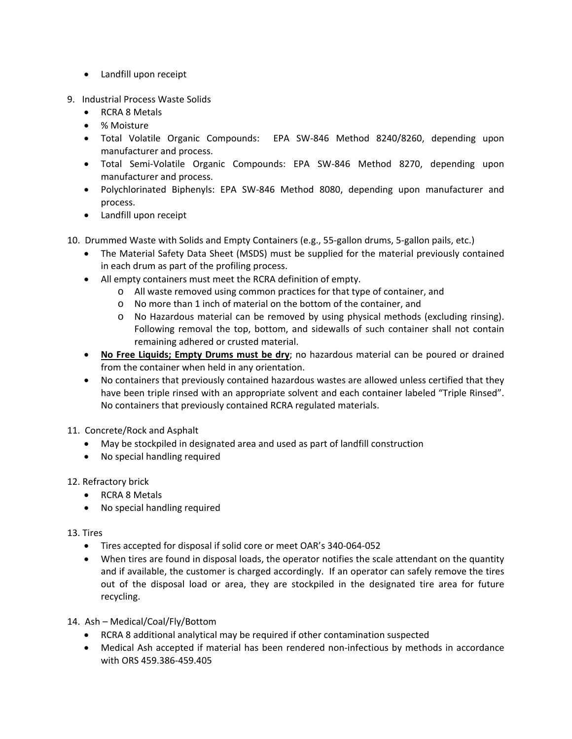- Landfill upon receipt

9. Industrial Process Waste Solids
   - RCRA 8 Metals
   - % Moisture
   - Total Volatile Organic Compounds: EPA SW-846 Method 8240/8260, depending upon manufacturer and process.
   - Total Semi-Volatile Organic Compounds: EPA SW-846 Method 8270, depending upon manufacturer and process.
   - Polychlorinated Biphenyls: EPA SW-846 Method 8080, depending upon manufacturer and process.
   - Landfill upon receipt

10. Drummed Waste with Solids and Empty Containers (e.g., 55-gallon drums, 5-gallon pails, etc.)
    - The Material Safety Data Sheet (MSDS) must be supplied for the material previously contained in each drum as part of the profiling process.
    - All empty containers must meet the RCRA definition of empty.
      - All waste removed using common practices for that type of container, and
      - No more than 1 inch of material on the bottom of the container, and
      - No Hazardous material can be removed by using physical methods (excluding rinsing). Following removal the top, bottom, and sidewalls of such container shall not contain remaining adhered or crusted material.
    - **<u>No Free Liquids; Empty Drums must be dry</u>**; no hazardous material can be poured or drained from the container when held in any orientation.
    - No containers that previously contained hazardous wastes are allowed unless certified that they have been triple rinsed with an appropriate solvent and each container labeled "Triple Rinsed". No containers that previously contained RCRA regulated materials.

11. Concrete/Rock and Asphalt
    - May be stockpiled in designated area and used as part of landfill construction
    - No special handling required

12. Refractory brick
    - RCRA 8 Metals
    - No special handling required

13. Tires
    - Tires accepted for disposal if solid core or meet OAR's 340-064-052
    - When tires are found in disposal loads, the operator notifies the scale attendant on the quantity and if available, the customer is charged accordingly. If an operator can safely remove the tires out of the disposal load or area, they are stockpiled in the designated tire area for future recycling.

14. Ash – Medical/Coal/Fly/Bottom
    - RCRA 8 additional analytical may be required if other contamination suspected
    - Medical Ash accepted if material has been rendered non-infectious by methods in accordance with ORS 459.386-459.405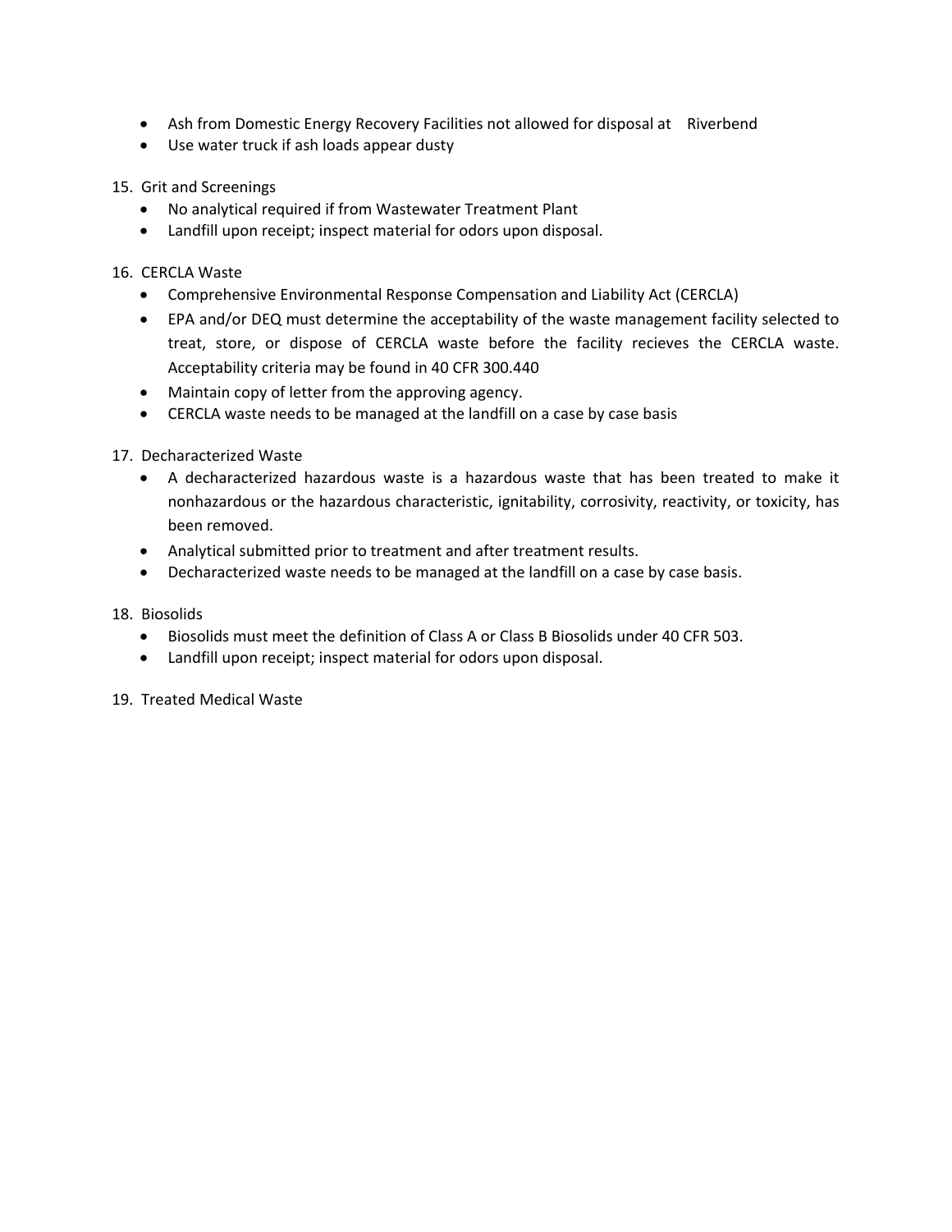- Ash from Domestic Energy Recovery Facilities not allowed for disposal at Riverbend
- Use water truck if ash loads appear dusty

15. Grit and Screenings
    - No analytical required if from Wastewater Treatment Plant
    - Landfill upon receipt; inspect material for odors upon disposal.

16. CERCLA Waste
    - Comprehensive Environmental Response Compensation and Liability Act (CERCLA)
    - EPA and/or DEQ must determine the acceptability of the waste management facility selected to treat, store, or dispose of CERCLA waste before the facility recieves the CERCLA waste. Acceptability criteria may be found in 40 CFR 300.440
    - Maintain copy of letter from the approving agency.
    - CERCLA waste needs to be managed at the landfill on a case by case basis

17. Decharacterized Waste
    - A decharacterized hazardous waste is a hazardous waste that has been treated to make it nonhazardous or the hazardous characteristic, ignitability, corrosivity, reactivity, or toxicity, has been removed.
    - Analytical submitted prior to treatment and after treatment results.
    - Decharacterized waste needs to be managed at the landfill on a case by case basis.

18. Biosolids
    - Biosolids must meet the definition of Class A or Class B Biosolids under 40 CFR 503.
    - Landfill upon receipt; inspect material for odors upon disposal.

19. Treated Medical Waste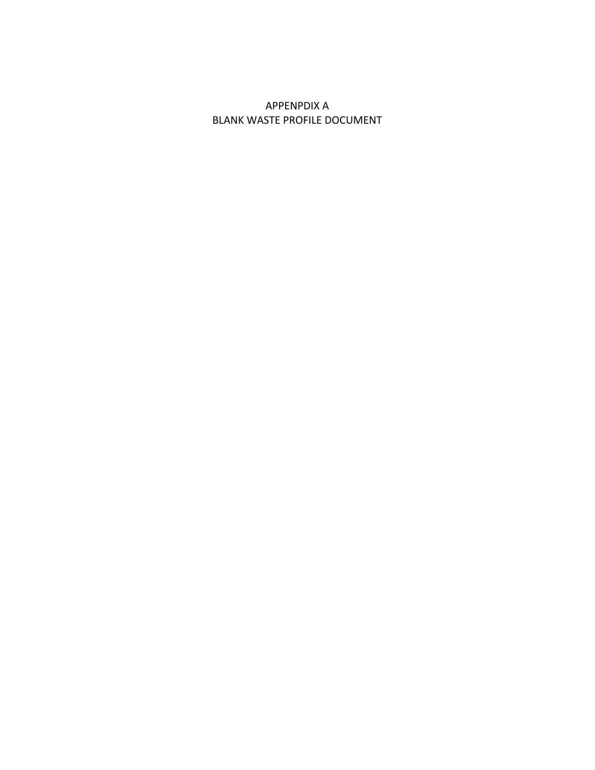# APPENPDIX A
# BLANK WASTE PROFILE DOCUMENT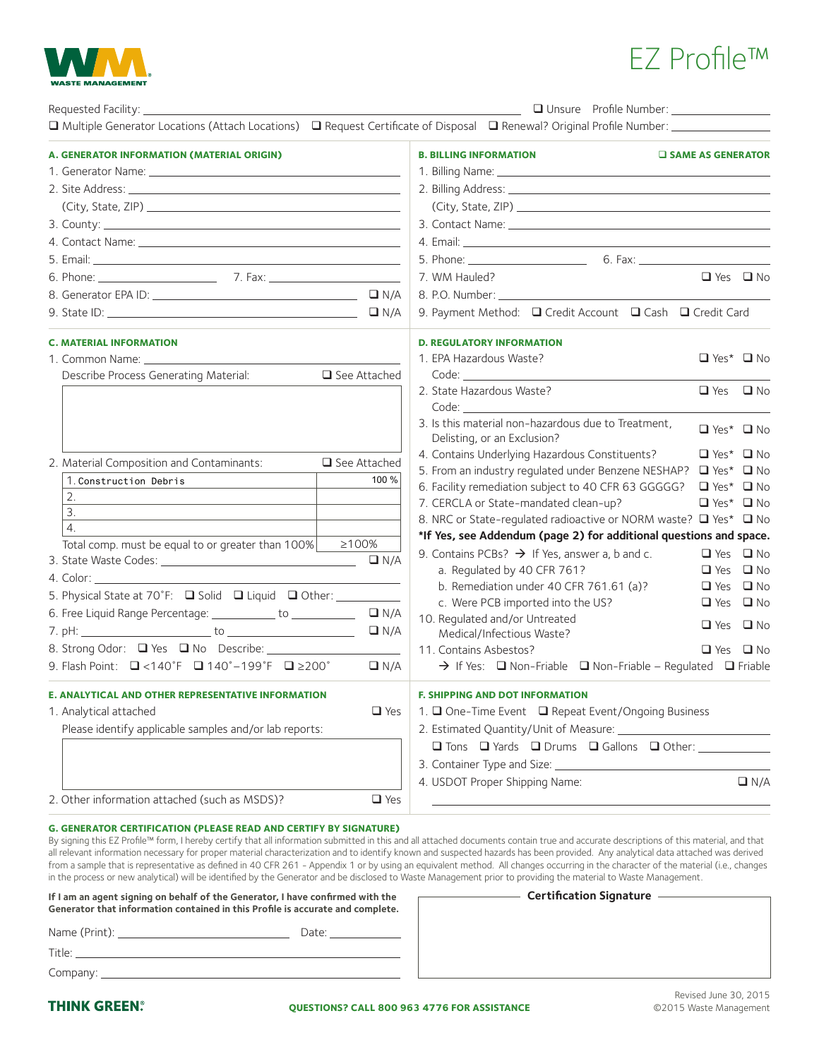WASTE MANAGEMENT

# EZ Profile™

Requested Facility: ________________ ☐ Unsure Profile Number: ________________

☐ Multiple Generator Locations (Attach Locations) ☐ Request Certificate of Disposal ☐ Renewal? Original Profile Number: ________________

## A. GENERATOR INFORMATION (MATERIAL ORIGIN)

1. Generator Name: ________________
2. Site Address: ________________
   (City, State, ZIP) ________________
3. County: ________________
4. Contact Name: ________________
5. Email: ________________
6. Phone: ________________ 7. Fax: ________________
8. Generator EPA ID: ________________ ☐ N/A
9. State ID: ________________ ☐ N/A

## B. BILLING INFORMATION ☐ SAME AS GENERATOR

1. Billing Name: ________________
2. Billing Address: ________________
   (City, State, ZIP) ________________
3. Contact Name: ________________
4. Email: ________________
5. Phone: ________________ 6. Fax: ________________
7. WM Hauled? ☐ Yes ☐ No
8. P.O. Number: ________________
9. Payment Method: ☐ Credit Account ☐ Cash ☐ Credit Card

## C. MATERIAL INFORMATION

1. Common Name: ________________

Describe Process Generating Material: ☐ See Attached

2. Material Composition and Contaminants: ☐ See Attached

| Component | % |
|---|---|
| 1. Construction Debris | 100 % |
| 2. | |
| 3. | |
| 4. | |
| Total comp. must be equal to or greater than 100% | ≥100% |

3. State Waste Codes: ________________ ☐ N/A
4. Color: ________________
5. Physical State at 70˚F: ☐ Solid ☐ Liquid ☐ Other: ________________
6. Free Liquid Range Percentage: ________ to ________ ☐ N/A
7. pH: ________ to ________ ☐ N/A
8. Strong Odor: ☐ Yes ☐ No Describe: ________________
9. Flash Point: ☐ <140˚F ☐ 140˚–199˚F ☐ ≥200˚ ☐ N/A

## D. REGULATORY INFORMATION

1. EPA Hazardous Waste? ☐ Yes* ☐ No
   Code: ________________
2. State Hazardous Waste? ☐ Yes ☐ No
   Code: ________________
3. Is this material non-hazardous due to Treatment, Delisting, or an Exclusion? ☐ Yes* ☐ No
4. Contains Underlying Hazardous Constituents? ☐ Yes* ☐ No
5. From an industry regulated under Benzene NESHAP? ☐ Yes* ☐ No
6. Facility remediation subject to 40 CFR 63 GGGGG? ☐ Yes* ☐ No
7. CERCLA or State-mandated clean-up? ☐ Yes* ☐ No
8. NRC or State-regulated radioactive or NORM waste? ☐ Yes* ☐ No

**\*If Yes, see Addendum (page 2) for additional questions and space.**

9. Contains PCBs? → If Yes, answer a, b and c. ☐ Yes ☐ No
   a. Regulated by 40 CFR 761? ☐ Yes ☐ No
   b. Remediation under 40 CFR 761.61 (a)? ☐ Yes ☐ No
   c. Were PCB imported into the US? ☐ Yes ☐ No
10. Regulated and/or Untreated Medical/Infectious Waste? ☐ Yes ☐ No
11. Contains Asbestos? ☐ Yes ☐ No
    → If Yes: ☐ Non-Friable ☐ Non-Friable – Regulated ☐ Friable

## E. ANALYTICAL AND OTHER REPRESENTATIVE INFORMATION

1. Analytical attached ☐ Yes
   Please identify applicable samples and/or lab reports:
2. Other information attached (such as MSDS)? ☐ Yes

## F. SHIPPING AND DOT INFORMATION

1. ☐ One-Time Event ☐ Repeat Event/Ongoing Business
2. Estimated Quantity/Unit of Measure: ________________
   ☐ Tons ☐ Yards ☐ Drums ☐ Gallons ☐ Other: ________________
3. Container Type and Size: ________________
4. USDOT Proper Shipping Name: ☐ N/A
   ________________

## G. GENERATOR CERTIFICATION (PLEASE READ AND CERTIFY BY SIGNATURE)

By signing this EZ Profile™ form, I hereby certify that all information submitted in this and all attached documents contain true and accurate descriptions of this material, and that all relevant information necessary for proper material characterization and to identify known and suspected hazards has been provided. Any analytical data attached was derived from a sample that is representative as defined in 40 CFR 261 - Appendix 1 or by using an equivalent method. All changes occurring in the character of the material (i.e., changes in the process or new analytical) will be identified by the Generator and be disclosed to Waste Management prior to providing the material to Waste Management.

**If I am an agent signing on behalf of the Generator, I have confirmed with the Generator that information contained in this Profile is accurate and complete.**

Name (Print): ________________ Date: ________________

Title: ________________

Company: ________________

**Certification Signature**

THINK GREEN.®

QUESTIONS? CALL 800 963 4776 FOR ASSISTANCE

Revised June 30, 2015
©2015 Waste Management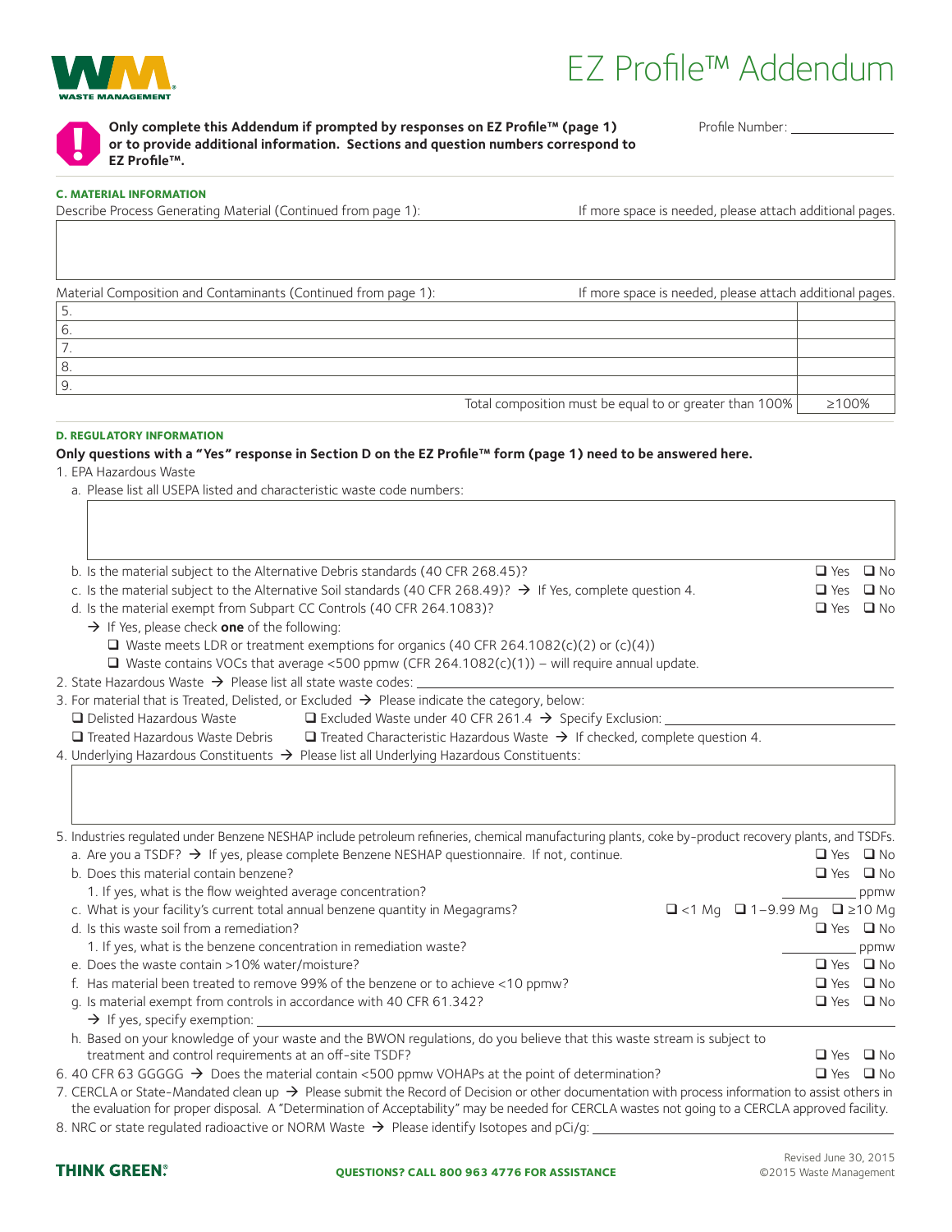# EZ Profile™ Addendum

**Only complete this Addendum if prompted by responses on EZ Profile™ (page 1) or to provide additional information. Sections and question numbers correspond to EZ Profile™.**

Profile Number: ________________

## C. MATERIAL INFORMATION

Describe Process Generating Material (Continued from page 1): If more space is needed, please attach additional pages.

Material Composition and Contaminants (Continued from page 1): If more space is needed, please attach additional pages.

| | |
|---|---|
| 5. | |
| 6. | |
| 7. | |
| 8. | |
| 9. | |
| Total composition must be equal to or greater than 100% | ≥100% |

## D. REGULATORY INFORMATION

**Only questions with a "Yes" response in Section D on the EZ Profile™ form (page 1) need to be answered here.**

1. EPA Hazardous Waste
   a. Please list all USEPA listed and characteristic waste code numbers:

   b. Is the material subject to the Alternative Debris standards (40 CFR 268.45)? ❑ Yes ❑ No
   c. Is the material subject to the Alternative Soil standards (40 CFR 268.49)? → If Yes, complete question 4. ❑ Yes ❑ No
   d. Is the material exempt from Subpart CC Controls (40 CFR 264.1083)? ❑ Yes ❑ No
      → If Yes, please check **one** of the following:
      ❑ Waste meets LDR or treatment exemptions for organics (40 CFR 264.1082(c)(2) or (c)(4))
      ❑ Waste contains VOCs that average <500 ppmw (CFR 264.1082(c)(1)) – will require annual update.
2. State Hazardous Waste → Please list all state waste codes: ________________
3. For material that is Treated, Delisted, or Excluded → Please indicate the category, below:
   ❑ Delisted Hazardous Waste ❑ Excluded Waste under 40 CFR 261.4 → Specify Exclusion: ________________
   ❑ Treated Hazardous Waste Debris ❑ Treated Characteristic Hazardous Waste → If checked, complete question 4.
4. Underlying Hazardous Constituents → Please list all Underlying Hazardous Constituents:

5. Industries regulated under Benzene NESHAP include petroleum refineries, chemical manufacturing plants, coke by-product recovery plants, and TSDFs.
   a. Are you a TSDF? → If yes, please complete Benzene NESHAP questionnaire. If not, continue. ❑ Yes ❑ No
   b. Does this material contain benzene? ❑ Yes ❑ No
      1. If yes, what is the flow weighted average concentration? ________ ppmw
   c. What is your facility's current total annual benzene quantity in Megagrams? ❑ <1 Mg ❑ 1–9.99 Mg ❑ ≥10 Mg
   d. Is this waste soil from a remediation? ❑ Yes ❑ No
      1. If yes, what is the benzene concentration in remediation waste? ________ ppmw
   e. Does the waste contain >10% water/moisture? ❑ Yes ❑ No
   f. Has material been treated to remove 99% of the benzene or to achieve <10 ppmw? ❑ Yes ❑ No
   g. Is material exempt from controls in accordance with 40 CFR 61.342? ❑ Yes ❑ No
      → If yes, specify exemption: ________________
   h. Based on your knowledge of your waste and the BWON regulations, do you believe that this waste stream is subject to treatment and control requirements at an off-site TSDF? ❑ Yes ❑ No
6. 40 CFR 63 GGGGG → Does the material contain <500 ppmw VOHAPs at the point of determination? ❑ Yes ❑ No
7. CERCLA or State-Mandated clean up → Please submit the Record of Decision or other documentation with process information to assist others in the evaluation for proper disposal. A "Determination of Acceptability" may be needed for CERCLA wastes not going to a CERCLA approved facility.
8. NRC or state regulated radioactive or NORM Waste → Please identify Isotopes and pCi/g: ________________

THINK GREEN.® QUESTIONS? CALL 800 963 4776 FOR ASSISTANCE

Revised June 30, 2015
©2015 Waste Management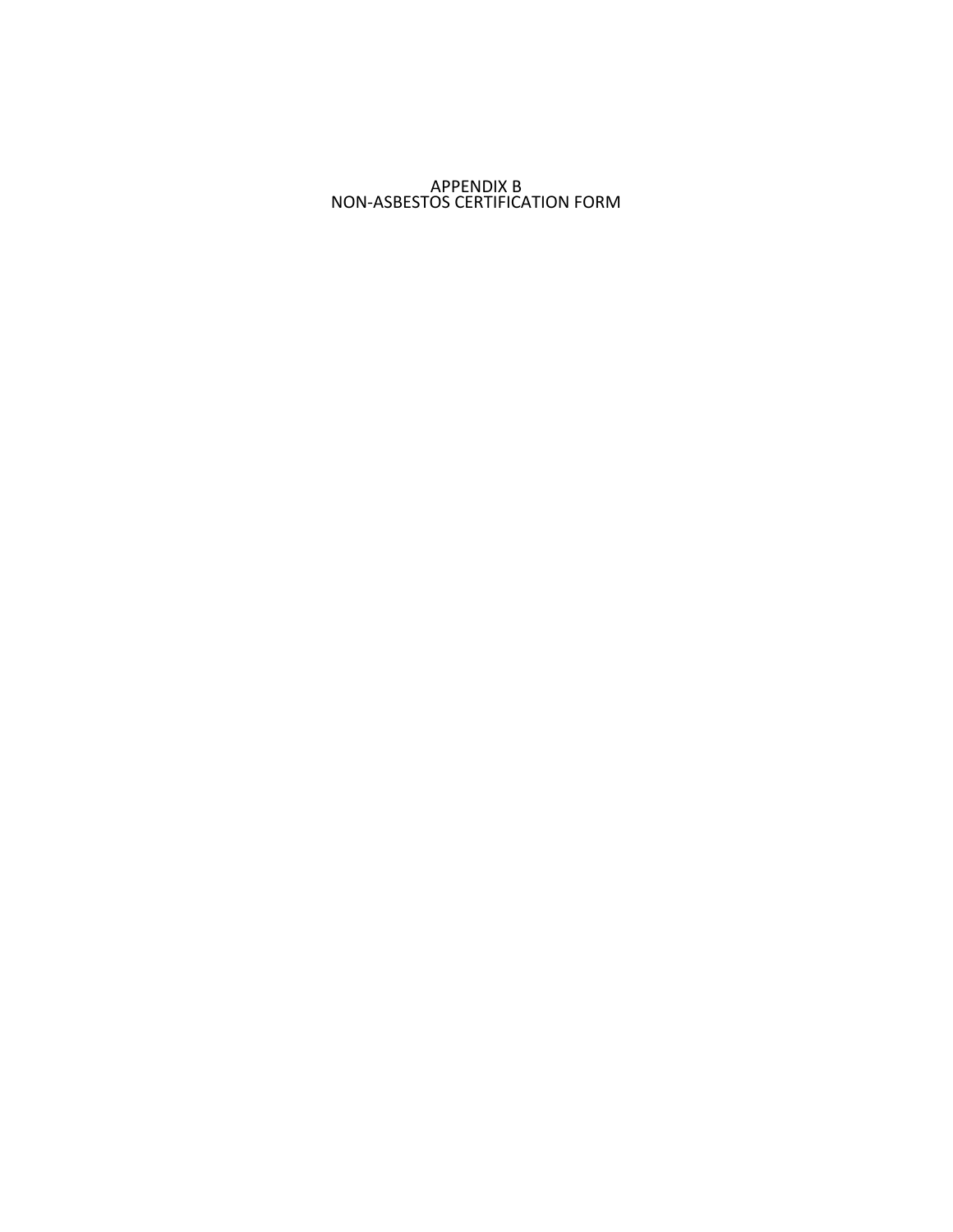# APPENDIX B
# NON-ASBESTOS CERTIFICATION FORM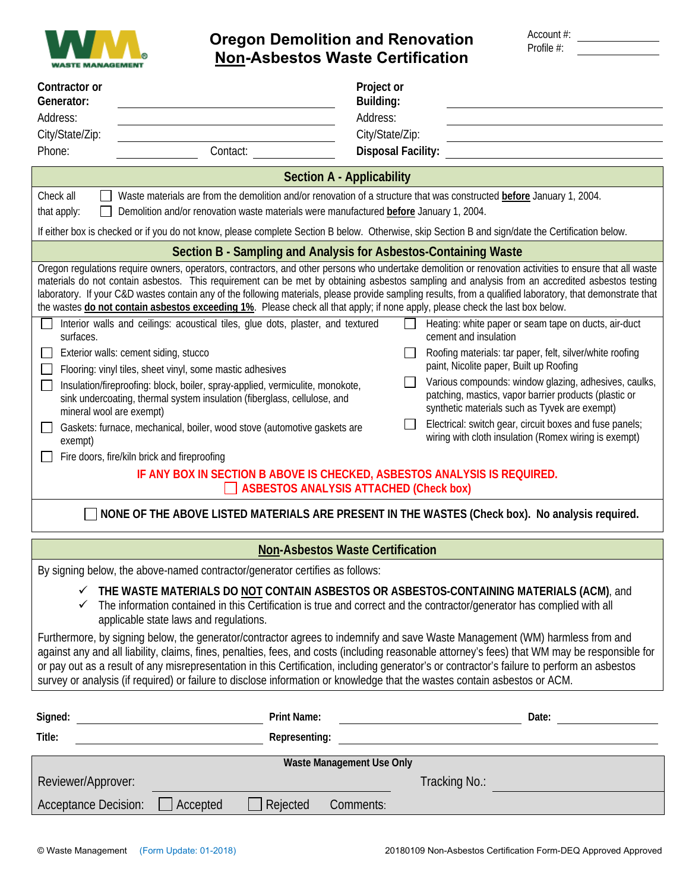WASTE MANAGEMENT

# Oregon Demolition and Renovation Non-Asbestos Waste Certification

Account #: ____________
Profile #: ____________

| | | | |
|---|---|---|---|
| **Contractor or Generator:** | | **Project or Building:** | |
| Address: | | Address: | |
| City/State/Zip: | | City/State/Zip: | |
| Phone: | Contact: | **Disposal Facility:** | |

## Section A - Applicability

Check all that apply:

- ☐ Waste materials are from the demolition and/or renovation of a structure that was constructed **before** January 1, 2004.
- ☐ Demolition and/or renovation waste materials were manufactured **before** January 1, 2004.

If either box is checked or if you do not know, please complete Section B below. Otherwise, skip Section B and sign/date the Certification below.

## Section B - Sampling and Analysis for Asbestos-Containing Waste

Oregon regulations require owners, operators, contractors, and other persons who undertake demolition or renovation activities to ensure that all waste materials do not contain asbestos. This requirement can be met by obtaining asbestos sampling and analysis from an accredited asbestos testing laboratory. If your C&D wastes contain any of the following materials, please provide sampling results, from a qualified laboratory, that demonstrate that the wastes **do not contain asbestos exceeding 1%**. Please check all that apply; if none apply, please check the last box below.

- ☐ Interior walls and ceilings: acoustical tiles, glue dots, plaster, and textured surfaces.
- ☐ Exterior walls: cement siding, stucco
- ☐ Flooring: vinyl tiles, sheet vinyl, some mastic adhesives
- ☐ Insulation/fireproofing: block, boiler, spray-applied, vermiculite, monokote, sink undercoating, thermal system insulation (fiberglass, cellulose, and mineral wool are exempt)
- ☐ Gaskets: furnace, mechanical, boiler, wood stove (automotive gaskets are exempt)
- ☐ Fire doors, fire/kiln brick and fireproofing
- ☐ Heating: white paper or seam tape on ducts, air-duct cement and insulation
- ☐ Roofing materials: tar paper, felt, silver/white roofing paint, Nicolite paper, Built up Roofing
- ☐ Various compounds: window glazing, adhesives, caulks, patching, mastics, vapor barrier products (plastic or synthetic materials such as Tyvek are exempt)
- ☐ Electrical: switch gear, circuit boxes and fuse panels; wiring with cloth insulation (Romex wiring is exempt)

**IF ANY BOX IN SECTION B ABOVE IS CHECKED, ASBESTOS ANALYSIS IS REQUIRED.**
☐ **ASBESTOS ANALYSIS ATTACHED (Check box)**

☐ **NONE OF THE ABOVE LISTED MATERIALS ARE PRESENT IN THE WASTES (Check box). No analysis required.**

## Non-Asbestos Waste Certification

By signing below, the above-named contractor/generator certifies as follows:

- ✓ **THE WASTE MATERIALS DO NOT CONTAIN ASBESTOS OR ASBESTOS-CONTAINING MATERIALS (ACM)**, and
- ✓ The information contained in this Certification is true and correct and the contractor/generator has complied with all applicable state laws and regulations.

Furthermore, by signing below, the generator/contractor agrees to indemnify and save Waste Management (WM) harmless from and against any and all liability, claims, fines, penalties, fees, and costs (including reasonable attorney's fees) that WM may be responsible for or pay out as a result of any misrepresentation in this Certification, including generator's or contractor's failure to perform an asbestos survey or analysis (if required) or failure to disclose information or knowledge that the wastes contain asbestos or ACM.

| | | | | | |
|---|---|---|---|---|---|
| **Signed:** | | **Print Name:** | | **Date:** | |
| **Title:** | | **Representing:** | | | |

**Waste Management Use Only**

| | | | |
|---|---|---|---|
| Reviewer/Approver: | | Tracking No.: | |
| Acceptance Decision: | ☐ Accepted ☐ Rejected | Comments: | |

© Waste Management (Form Update: 01-2018) 20180109 Non-Asbestos Certification Form-DEQ Approved Approved